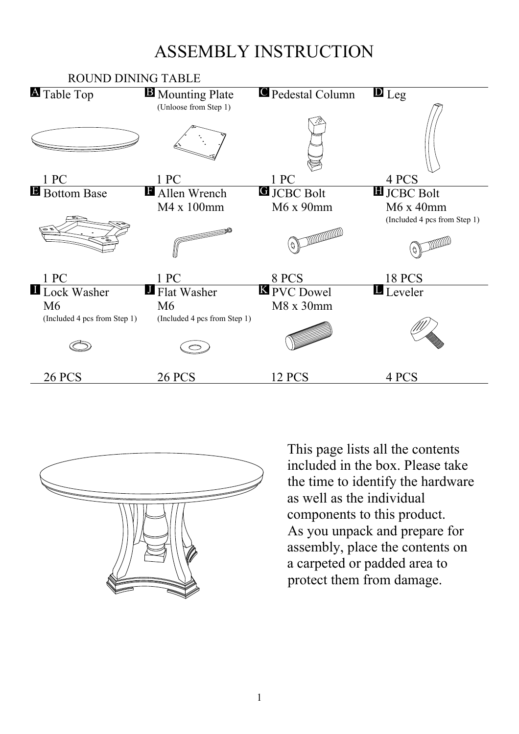# ASSEMBLY INSTRUCTION

## ROUND DINING TABLE

| A Table Top | B Mounting Plate (Unloose from Step 1) | C Pedestal Column | D Leg |
|---|---|---|---|
| 1 PC | 1 PC | 1 PC | 4 PCS |
| E Bottom Base | F Allen Wrench M4 x 100mm | G JCBC Bolt M6 x 90mm | H JCBC Bolt M6 x 40mm (Included 4 pcs from Step 1) |
| 1 PC | 1 PC | 8 PCS | 18 PCS |
| I Lock Washer M6 (Included 4 pcs from Step 1) | J Flat Washer M6 (Included 4 pcs from Step 1) | K PVC Dowel M8 x 30mm | L Leveler |
| 26 PCS | 26 PCS | 12 PCS | 4 PCS |

This page lists all the contents included in the box. Please take the time to identify the hardware as well as the individual components to this product.
As you unpack and prepare for assembly, place the contents on a carpeted or padded area to protect them from damage.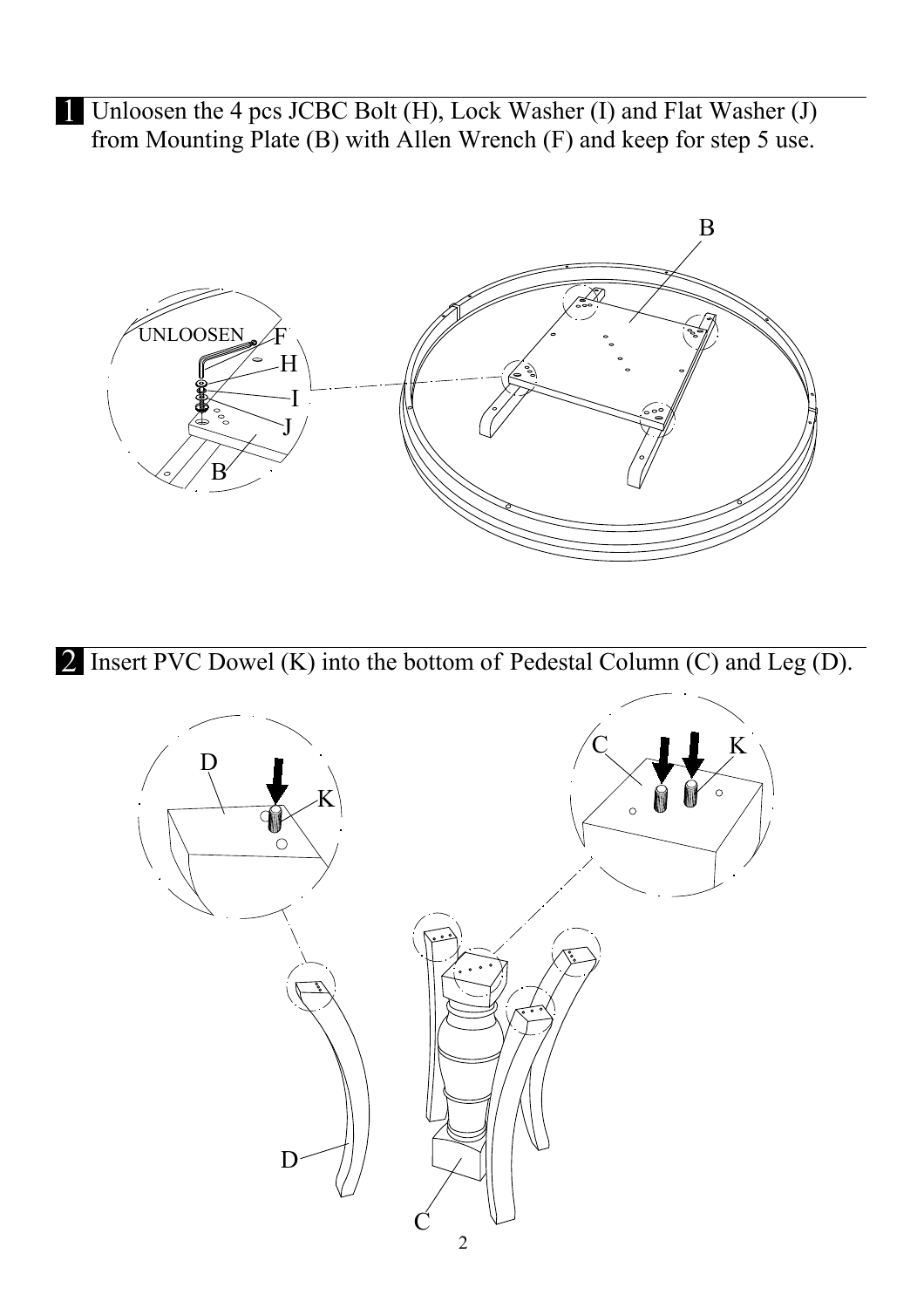**1** Unloosen the 4 pcs JCBC Bolt (H), Lock Washer (I) and Flat Washer (J) from Mounting Plate (B) with Allen Wrench (F) and keep for step 5 use.

**2** Insert PVC Dowel (K) into the bottom of Pedestal Column (C) and Leg (D).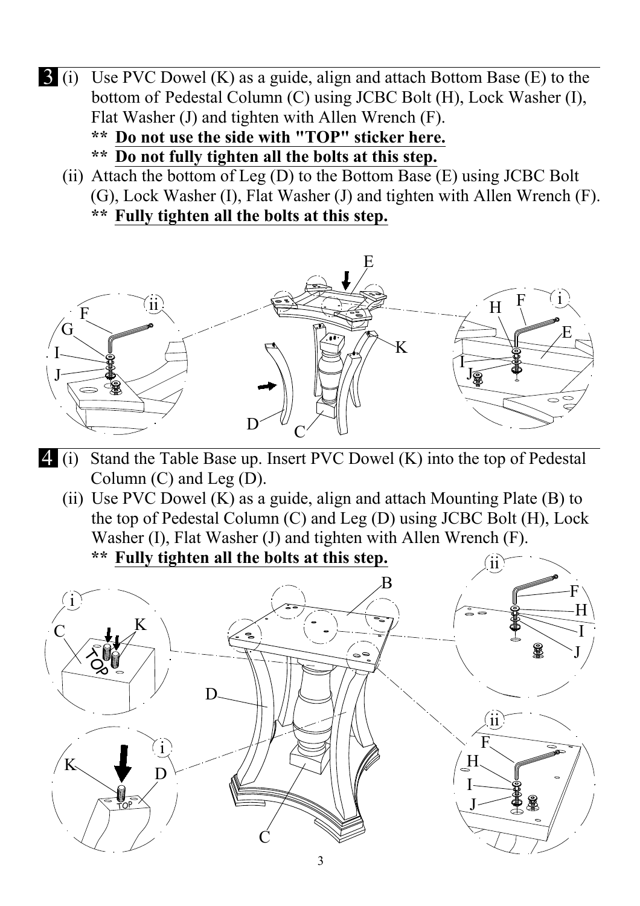**3** (i) Use PVC Dowel (K) as a guide, align and attach Bottom Base (E) to the bottom of Pedestal Column (C) using JCBC Bolt (H), Lock Washer (I), Flat Washer (J) and tighten with Allen Wrench (F).

** **Do not use the side with "TOP" sticker here.**

** **Do not fully tighten all the bolts at this step.**

(ii) Attach the bottom of Leg (D) to the Bottom Base (E) using JCBC Bolt (G), Lock Washer (I), Flat Washer (J) and tighten with Allen Wrench (F).

** **Fully tighten all the bolts at this step.**

**4** (i) Stand the Table Base up. Insert PVC Dowel (K) into the top of Pedestal Column (C) and Leg (D).

(ii) Use PVC Dowel (K) as a guide, align and attach Mounting Plate (B) to the top of Pedestal Column (C) and Leg (D) using JCBC Bolt (H), Lock Washer (I), Flat Washer (J) and tighten with Allen Wrench (F).

** **Fully tighten all the bolts at this step.**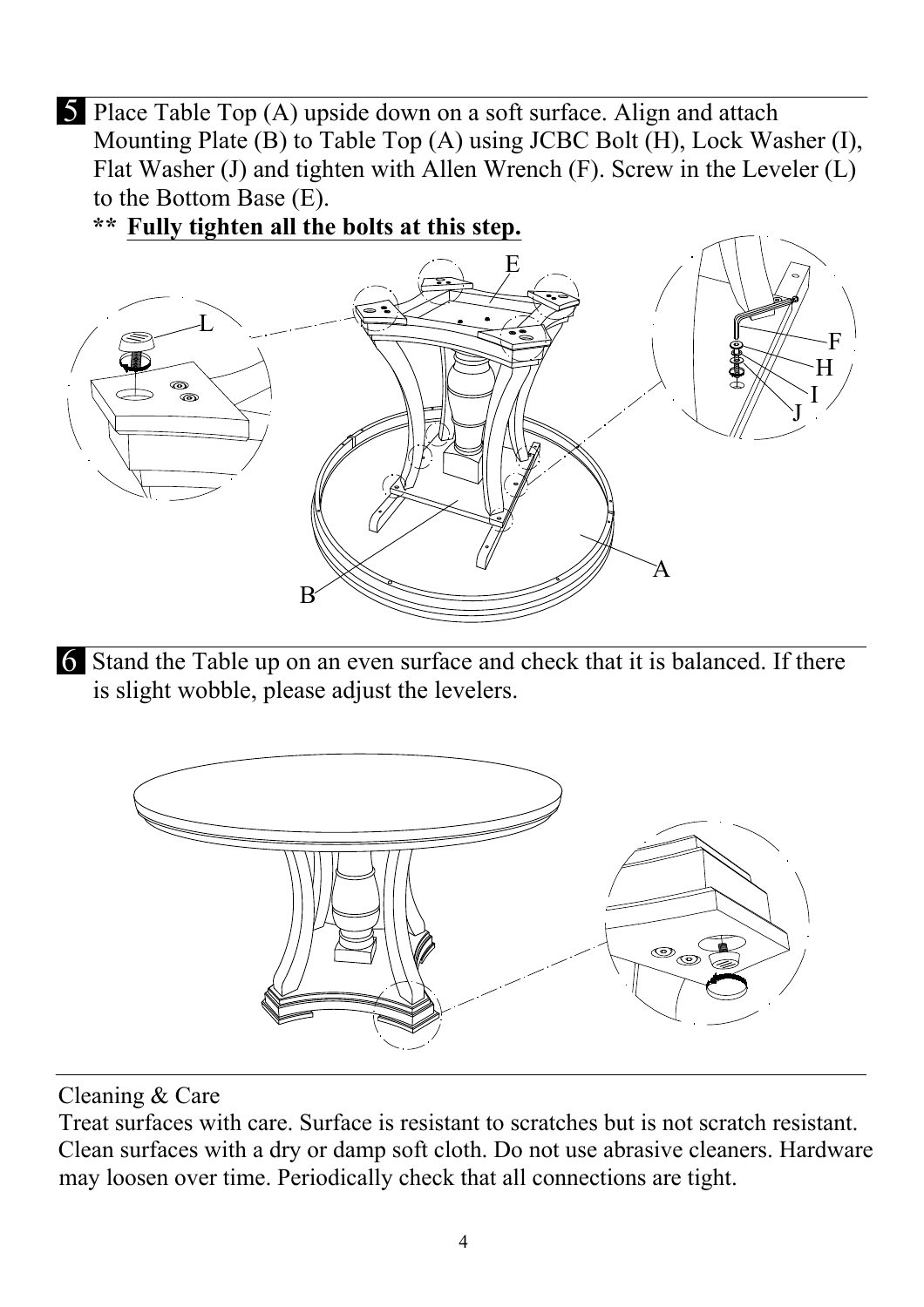5 Place Table Top (A) upside down on a soft surface. Align and attach Mounting Plate (B) to Table Top (A) using JCBC Bolt (H), Lock Washer (I), Flat Washer (J) and tighten with Allen Wrench (F). Screw in the Leveler (L) to the Bottom Base (E).

** **Fully tighten all the bolts at this step.**

E

L

F

H

I

J

A

B

6 Stand the Table up on an even surface and check that it is balanced. If there is slight wobble, please adjust the levelers.

Cleaning & Care

Treat surfaces with care. Surface is resistant to scratches but is not scratch resistant. Clean surfaces with a dry or damp soft cloth. Do not use abrasive cleaners. Hardware may loosen over time. Periodically check that all connections are tight.